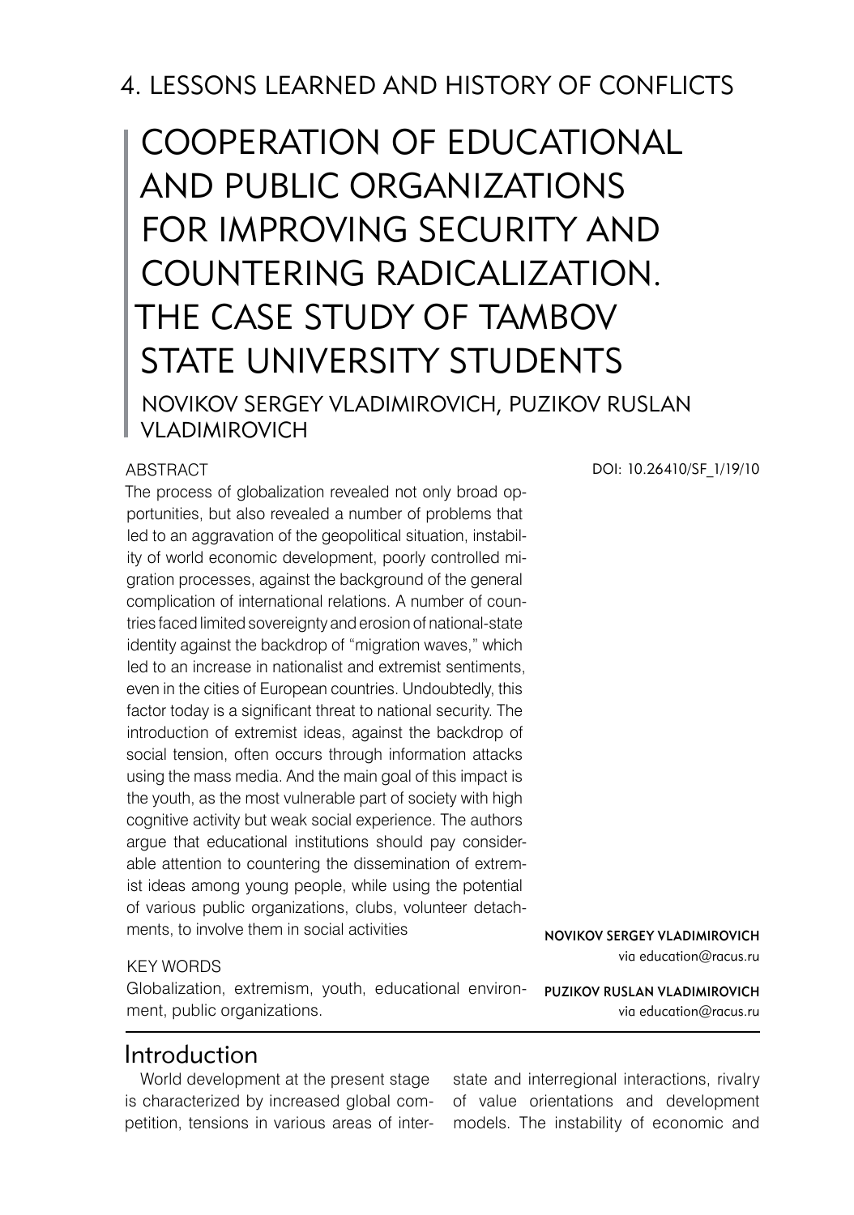## 4. LESSONS LEARNED AND HISTORY OF CONFLICTS

# COOPERATION OF EDUCATIONAL AND PUBLIC ORGANIZATIONS FOR IMPROVING SECURITY AND COUNTERING RADICALIZATION. THE CASE STUDY OF TAMBOV STATE UNIVERSITY STUDENTS

NOVIKOV SERGEY VLADIMIROVICH, PUZIKOV RUSLAN VLADIMIROVICH

DOI: 10.26410/SF_1/19/10

### ABSTRACT

The process of globalization revealed not only broad opportunities, but also revealed a number of problems that led to an aggravation of the geopolitical situation, instability of world economic development, poorly controlled migration processes, against the background of the general complication of international relations. A number of countries faced limited sovereignty and erosion of national-state identity against the backdrop of "migration waves," which led to an increase in nationalist and extremist sentiments, even in the cities of European countries. Undoubtedly, this factor today is a significant threat to national security. The introduction of extremist ideas, against the backdrop of social tension, often occurs through information attacks using the mass media. And the main goal of this impact is the youth, as the most vulnerable part of society with high cognitive activity but weak social experience. The authors argue that educational institutions should pay considerable attention to countering the dissemination of extremist ideas among young people, while using the potential of various public organizations, clubs, volunteer detachments, to involve them in social activities

### KEY WORDS

Globalization, extremism, youth, educational environment, public organizations.

**NOVIKOV SERGEY VLADIMIROVICH**
via education@racus.ru

**PUZIKOV RUSLAN VLADIMIROVICH**
via education@racus.ru

## Introduction

World development at the present stage is characterized by increased global competition, tensions in various areas of interstate and interregional interactions, rivalry of value orientations and development models. The instability of economic and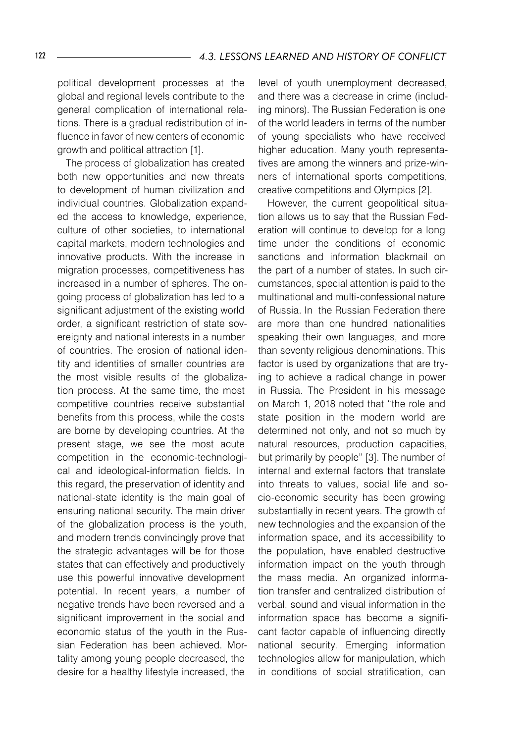political development processes at the global and regional levels contribute to the general complication of international relations. There is a gradual redistribution of influence in favor of new centers of economic growth and political attraction [1].

The process of globalization has created both new opportunities and new threats to development of human civilization and individual countries. Globalization expanded the access to knowledge, experience, culture of other societies, to international capital markets, modern technologies and innovative products. With the increase in migration processes, competitiveness has increased in a number of spheres. The ongoing process of globalization has led to a significant adjustment of the existing world order, a significant restriction of state sovereignty and national interests in a number of countries. The erosion of national identity and identities of smaller countries are the most visible results of the globalization process. At the same time, the most competitive countries receive substantial benefits from this process, while the costs are borne by developing countries. At the present stage, we see the most acute competition in the economic-technological and ideological-information fields. In this regard, the preservation of identity and national-state identity is the main goal of ensuring national security. The main driver of the globalization process is the youth, and modern trends convincingly prove that the strategic advantages will be for those states that can effectively and productively use this powerful innovative development potential. In recent years, a number of negative trends have been reversed and a significant improvement in the social and economic status of the youth in the Russian Federation has been achieved. Mortality among young people decreased, the desire for a healthy lifestyle increased, the level of youth unemployment decreased, and there was a decrease in crime (including minors). The Russian Federation is one of the world leaders in terms of the number of young specialists who have received higher education. Many youth representatives are among the winners and prize-winners of international sports competitions, creative competitions and Olympics [2].

However, the current geopolitical situation allows us to say that the Russian Federation will continue to develop for a long time under the conditions of economic sanctions and information blackmail on the part of a number of states. In such circumstances, special attention is paid to the multinational and multi-confessional nature of Russia. In the Russian Federation there are more than one hundred nationalities speaking their own languages, and more than seventy religious denominations. This factor is used by organizations that are trying to achieve a radical change in power in Russia. The President in his message on March 1, 2018 noted that "the role and state position in the modern world are determined not only, and not so much by natural resources, production capacities, but primarily by people" [3]. The number of internal and external factors that translate into threats to values, social life and socio-economic security has been growing substantially in recent years. The growth of new technologies and the expansion of the information space, and its accessibility to the population, have enabled destructive information impact on the youth through the mass media. An organized information transfer and centralized distribution of verbal, sound and visual information in the information space has become a significant factor capable of influencing directly national security. Emerging information technologies allow for manipulation, which in conditions of social stratification, can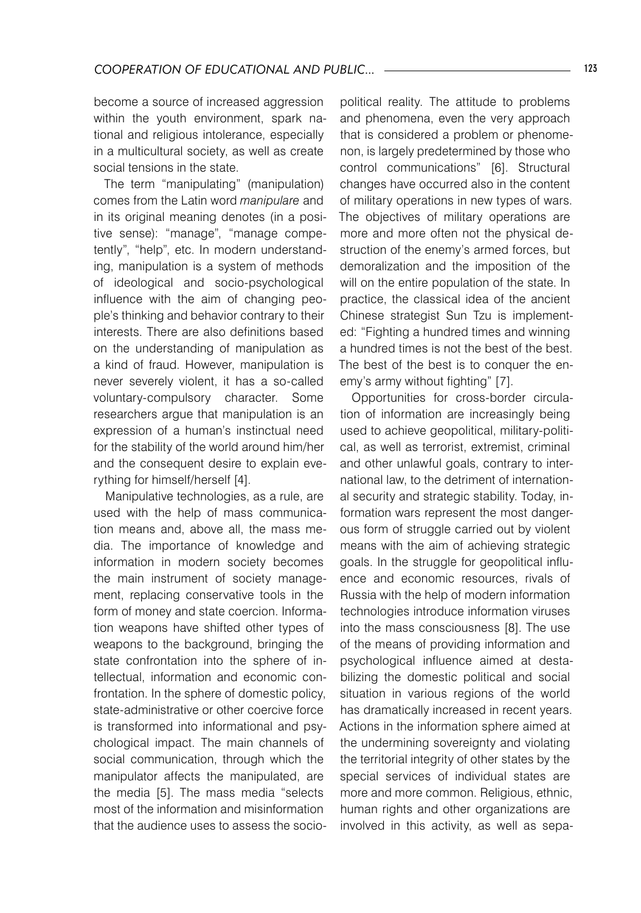become a source of increased aggression within the youth environment, spark national and religious intolerance, especially in a multicultural society, as well as create social tensions in the state.

The term "manipulating" (manipulation) comes from the Latin word *manipulare* and in its original meaning denotes (in a positive sense): "manage", "manage competently", "help", etc. In modern understanding, manipulation is a system of methods of ideological and socio-psychological influence with the aim of changing people's thinking and behavior contrary to their interests. There are also definitions based on the understanding of manipulation as a kind of fraud. However, manipulation is never severely violent, it has a so-called voluntary-compulsory character. Some researchers argue that manipulation is an expression of a human's instinctual need for the stability of the world around him/her and the consequent desire to explain everything for himself/herself [4].

Manipulative technologies, as a rule, are used with the help of mass communication means and, above all, the mass media. The importance of knowledge and information in modern society becomes the main instrument of society management, replacing conservative tools in the form of money and state coercion. Information weapons have shifted other types of weapons to the background, bringing the state confrontation into the sphere of intellectual, information and economic confrontation. In the sphere of domestic policy, state-administrative or other coercive force is transformed into informational and psychological impact. The main channels of social communication, through which the manipulator affects the manipulated, are the media [5]. The mass media "selects most of the information and misinformation that the audience uses to assess the socio-political reality. The attitude to problems and phenomena, even the very approach that is considered a problem or phenomenon, is largely predetermined by those who control communications" [6]. Structural changes have occurred also in the content of military operations in new types of wars. The objectives of military operations are more and more often not the physical destruction of the enemy's armed forces, but demoralization and the imposition of the will on the entire population of the state. In practice, the classical idea of the ancient Chinese strategist Sun Tzu is implemented: "Fighting a hundred times and winning a hundred times is not the best of the best. The best of the best is to conquer the enemy's army without fighting" [7].

Opportunities for cross-border circulation of information are increasingly being used to achieve geopolitical, military-political, as well as terrorist, extremist, criminal and other unlawful goals, contrary to international law, to the detriment of international security and strategic stability. Today, information wars represent the most dangerous form of struggle carried out by violent means with the aim of achieving strategic goals. In the struggle for geopolitical influence and economic resources, rivals of Russia with the help of modern information technologies introduce information viruses into the mass consciousness [8]. The use of the means of providing information and psychological influence aimed at destabilizing the domestic political and social situation in various regions of the world has dramatically increased in recent years. Actions in the information sphere aimed at the undermining sovereignty and violating the territorial integrity of other states by the special services of individual states are more and more common. Religious, ethnic, human rights and other organizations are involved in this activity, as well as sepa-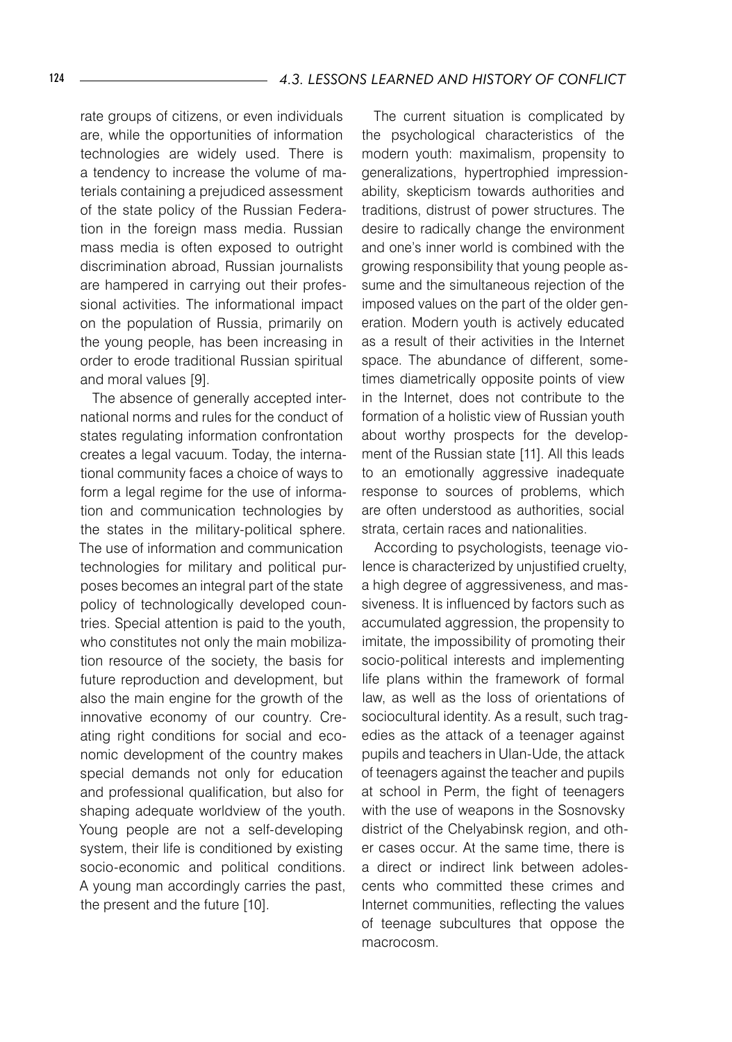rate groups of citizens, or even individuals are, while the opportunities of information technologies are widely used. There is a tendency to increase the volume of materials containing a prejudiced assessment of the state policy of the Russian Federation in the foreign mass media. Russian mass media is often exposed to outright discrimination abroad, Russian journalists are hampered in carrying out their professional activities. The informational impact on the population of Russia, primarily on the young people, has been increasing in order to erode traditional Russian spiritual and moral values [9].

The absence of generally accepted international norms and rules for the conduct of states regulating information confrontation creates a legal vacuum. Today, the international community faces a choice of ways to form a legal regime for the use of information and communication technologies by the states in the military-political sphere. The use of information and communication technologies for military and political purposes becomes an integral part of the state policy of technologically developed countries. Special attention is paid to the youth, who constitutes not only the main mobilization resource of the society, the basis for future reproduction and development, but also the main engine for the growth of the innovative economy of our country. Creating right conditions for social and economic development of the country makes special demands not only for education and professional qualification, but also for shaping adequate worldview of the youth. Young people are not a self-developing system, their life is conditioned by existing socio-economic and political conditions. A young man accordingly carries the past, the present and the future [10].

The current situation is complicated by the psychological characteristics of the modern youth: maximalism, propensity to generalizations, hypertrophied impressionability, skepticism towards authorities and traditions, distrust of power structures. The desire to radically change the environment and one's inner world is combined with the growing responsibility that young people assume and the simultaneous rejection of the imposed values on the part of the older generation. Modern youth is actively educated as a result of their activities in the Internet space. The abundance of different, sometimes diametrically opposite points of view in the Internet, does not contribute to the formation of a holistic view of Russian youth about worthy prospects for the development of the Russian state [11]. All this leads to an emotionally aggressive inadequate response to sources of problems, which are often understood as authorities, social strata, certain races and nationalities.

According to psychologists, teenage violence is characterized by unjustified cruelty, a high degree of aggressiveness, and massiveness. It is influenced by factors such as accumulated aggression, the propensity to imitate, the impossibility of promoting their socio-political interests and implementing life plans within the framework of formal law, as well as the loss of orientations of sociocultural identity. As a result, such tragedies as the attack of a teenager against pupils and teachers in Ulan-Ude, the attack of teenagers against the teacher and pupils at school in Perm, the fight of teenagers with the use of weapons in the Sosnovsky district of the Chelyabinsk region, and other cases occur. At the same time, there is a direct or indirect link between adolescents who committed these crimes and Internet communities, reflecting the values of teenage subcultures that oppose the macrocosm.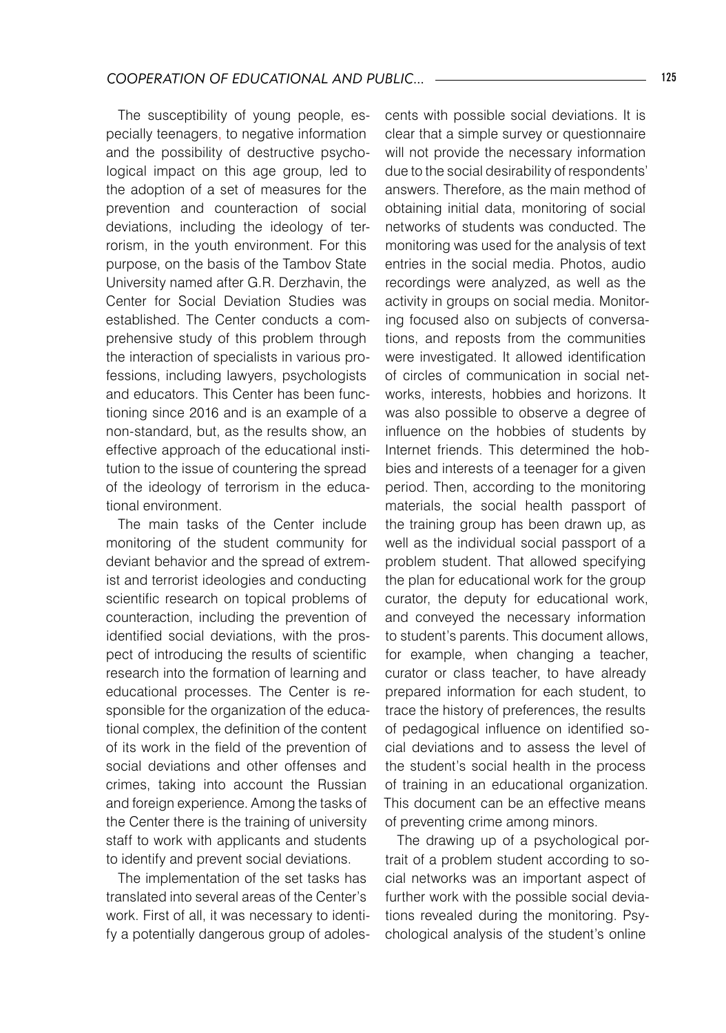The susceptibility of young people, especially teenagers, to negative information and the possibility of destructive psychological impact on this age group, led to the adoption of a set of measures for the prevention and counteraction of social deviations, including the ideology of terrorism, in the youth environment. For this purpose, on the basis of the Tambov State University named after G.R. Derzhavin, the Center for Social Deviation Studies was established. The Center conducts a comprehensive study of this problem through the interaction of specialists in various professions, including lawyers, psychologists and educators. This Center has been functioning since 2016 and is an example of a non-standard, but, as the results show, an effective approach of the educational institution to the issue of countering the spread of the ideology of terrorism in the educational environment.

The main tasks of the Center include monitoring of the student community for deviant behavior and the spread of extremist and terrorist ideologies and conducting scientific research on topical problems of counteraction, including the prevention of identified social deviations, with the prospect of introducing the results of scientific research into the formation of learning and educational processes. The Center is responsible for the organization of the educational complex, the definition of the content of its work in the field of the prevention of social deviations and other offenses and crimes, taking into account the Russian and foreign experience. Among the tasks of the Center there is the training of university staff to work with applicants and students to identify and prevent social deviations.

The implementation of the set tasks has translated into several areas of the Center's work. First of all, it was necessary to identify a potentially dangerous group of adolescents with possible social deviations. It is clear that a simple survey or questionnaire will not provide the necessary information due to the social desirability of respondents' answers. Therefore, as the main method of obtaining initial data, monitoring of social networks of students was conducted. The monitoring was used for the analysis of text entries in the social media. Photos, audio recordings were analyzed, as well as the activity in groups on social media. Monitoring focused also on subjects of conversations, and reposts from the communities were investigated. It allowed identification of circles of communication in social networks, interests, hobbies and horizons. It was also possible to observe a degree of influence on the hobbies of students by Internet friends. This determined the hobbies and interests of a teenager for a given period. Then, according to the monitoring materials, the social health passport of the training group has been drawn up, as well as the individual social passport of a problem student. That allowed specifying the plan for educational work for the group curator, the deputy for educational work, and conveyed the necessary information to student's parents. This document allows, for example, when changing a teacher, curator or class teacher, to have already prepared information for each student, to trace the history of preferences, the results of pedagogical influence on identified social deviations and to assess the level of the student's social health in the process of training in an educational organization. This document can be an effective means of preventing crime among minors.

The drawing up of a psychological portrait of a problem student according to social networks was an important aspect of further work with the possible social deviations revealed during the monitoring. Psychological analysis of the student's online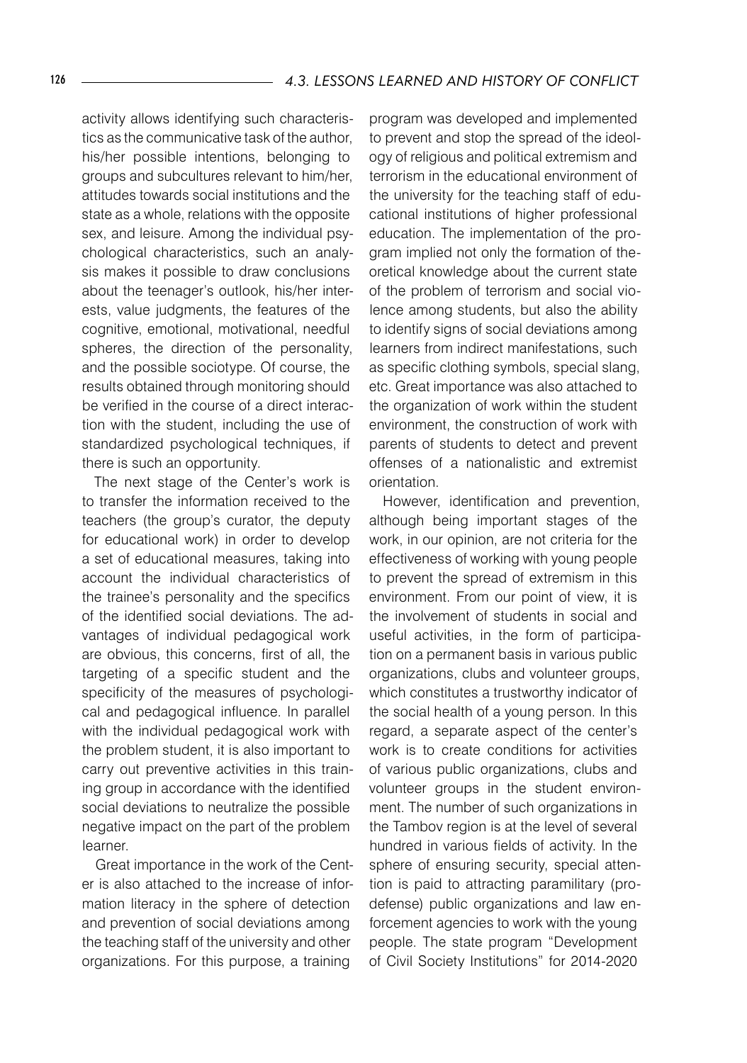activity allows identifying such characteristics as the communicative task of the author, his/her possible intentions, belonging to groups and subcultures relevant to him/her, attitudes towards social institutions and the state as a whole, relations with the opposite sex, and leisure. Among the individual psychological characteristics, such an analysis makes it possible to draw conclusions about the teenager's outlook, his/her interests, value judgments, the features of the cognitive, emotional, motivational, needful spheres, the direction of the personality, and the possible sociotype. Of course, the results obtained through monitoring should be verified in the course of a direct interaction with the student, including the use of standardized psychological techniques, if there is such an opportunity.

The next stage of the Center's work is to transfer the information received to the teachers (the group's curator, the deputy for educational work) in order to develop a set of educational measures, taking into account the individual characteristics of the trainee's personality and the specifics of the identified social deviations. The advantages of individual pedagogical work are obvious, this concerns, first of all, the targeting of a specific student and the specificity of the measures of psychological and pedagogical influence. In parallel with the individual pedagogical work with the problem student, it is also important to carry out preventive activities in this training group in accordance with the identified social deviations to neutralize the possible negative impact on the part of the problem learner.

Great importance in the work of the Center is also attached to the increase of information literacy in the sphere of detection and prevention of social deviations among the teaching staff of the university and other organizations. For this purpose, a training program was developed and implemented to prevent and stop the spread of the ideology of religious and political extremism and terrorism in the educational environment of the university for the teaching staff of educational institutions of higher professional education. The implementation of the program implied not only the formation of theoretical knowledge about the current state of the problem of terrorism and social violence among students, but also the ability to identify signs of social deviations among learners from indirect manifestations, such as specific clothing symbols, special slang, etc. Great importance was also attached to the organization of work within the student environment, the construction of work with parents of students to detect and prevent offenses of a nationalistic and extremist orientation.

However, identification and prevention, although being important stages of the work, in our opinion, are not criteria for the effectiveness of working with young people to prevent the spread of extremism in this environment. From our point of view, it is the involvement of students in social and useful activities, in the form of participation on a permanent basis in various public organizations, clubs and volunteer groups, which constitutes a trustworthy indicator of the social health of a young person. In this regard, a separate aspect of the center's work is to create conditions for activities of various public organizations, clubs and volunteer groups in the student environment. The number of such organizations in the Tambov region is at the level of several hundred in various fields of activity. In the sphere of ensuring security, special attention is paid to attracting paramilitary (pro-defense) public organizations and law enforcement agencies to work with the young people. The state program "Development of Civil Society Institutions" for 2014-2020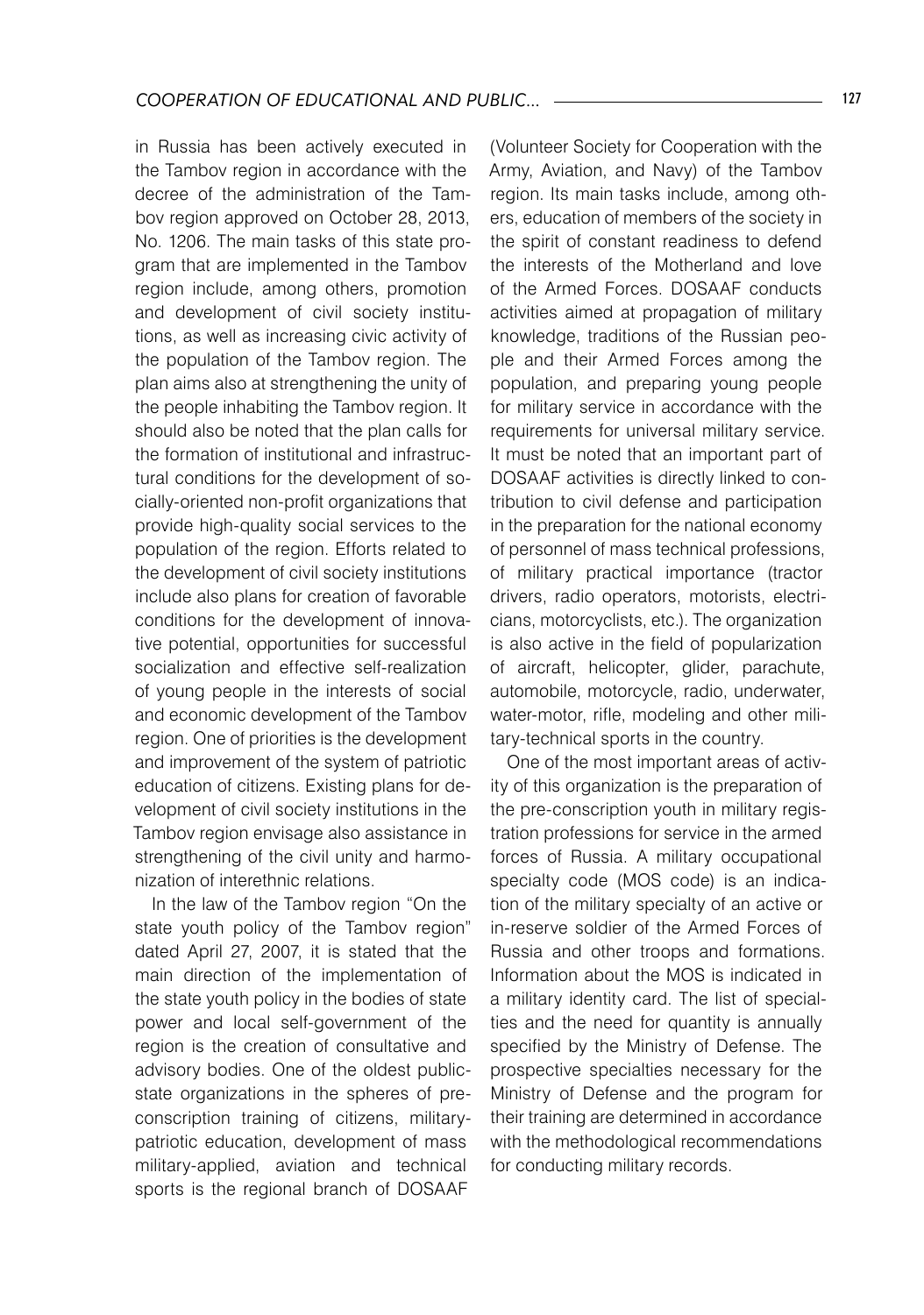in Russia has been actively executed in the Tambov region in accordance with the decree of the administration of the Tambov region approved on October 28, 2013, No. 1206. The main tasks of this state program that are implemented in the Tambov region include, among others, promotion and development of civil society institutions, as well as increasing civic activity of the population of the Tambov region. The plan aims also at strengthening the unity of the people inhabiting the Tambov region. It should also be noted that the plan calls for the formation of institutional and infrastructural conditions for the development of socially-oriented non-profit organizations that provide high-quality social services to the population of the region. Efforts related to the development of civil society institutions include also plans for creation of favorable conditions for the development of innovative potential, opportunities for successful socialization and effective self-realization of young people in the interests of social and economic development of the Tambov region. One of priorities is the development and improvement of the system of patriotic education of citizens. Existing plans for development of civil society institutions in the Tambov region envisage also assistance in strengthening of the civil unity and harmonization of interethnic relations.

In the law of the Tambov region "On the state youth policy of the Tambov region" dated April 27, 2007, it is stated that the main direction of the implementation of the state youth policy in the bodies of state power and local self-government of the region is the creation of consultative and advisory bodies. One of the oldest public-state organizations in the spheres of pre-conscription training of citizens, military-patriotic education, development of mass military-applied, aviation and technical sports is the regional branch of DOSAAF (Volunteer Society for Cooperation with the Army, Aviation, and Navy) of the Tambov region. Its main tasks include, among others, education of members of the society in the spirit of constant readiness to defend the interests of the Motherland and love of the Armed Forces. DOSAAF conducts activities aimed at propagation of military knowledge, traditions of the Russian people and their Armed Forces among the population, and preparing young people for military service in accordance with the requirements for universal military service. It must be noted that an important part of DOSAAF activities is directly linked to contribution to civil defense and participation in the preparation for the national economy of personnel of mass technical professions, of military practical importance (tractor drivers, radio operators, motorists, electricians, motorcyclists, etc.). The organization is also active in the field of popularization of aircraft, helicopter, glider, parachute, automobile, motorcycle, radio, underwater, water-motor, rifle, modeling and other military-technical sports in the country.

One of the most important areas of activity of this organization is the preparation of the pre-conscription youth in military registration professions for service in the armed forces of Russia. A military occupational specialty code (MOS code) is an indication of the military specialty of an active or in-reserve soldier of the Armed Forces of Russia and other troops and formations. Information about the MOS is indicated in a military identity card. The list of specialties and the need for quantity is annually specified by the Ministry of Defense. The prospective specialties necessary for the Ministry of Defense and the program for their training are determined in accordance with the methodological recommendations for conducting military records.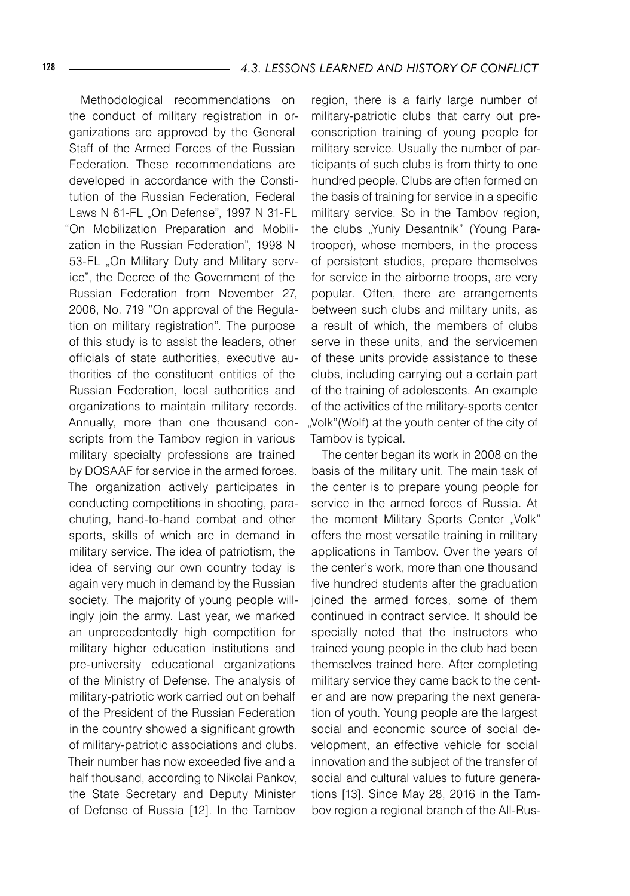Methodological recommendations on the conduct of military registration in organizations are approved by the General Staff of the Armed Forces of the Russian Federation. These recommendations are developed in accordance with the Constitution of the Russian Federation, Federal Laws N 61-FL „On Defense", 1997 N 31-FL "On Mobilization Preparation and Mobilization in the Russian Federation", 1998 N 53-FL „On Military Duty and Military service", the Decree of the Government of the Russian Federation from November 27, 2006, No. 719 "On approval of the Regulation on military registration". The purpose of this study is to assist the leaders, other officials of state authorities, executive authorities of the constituent entities of the Russian Federation, local authorities and organizations to maintain military records. Annually, more than one thousand conscripts from the Tambov region in various military specialty professions are trained by DOSAAF for service in the armed forces. The organization actively participates in conducting competitions in shooting, parachuting, hand-to-hand combat and other sports, skills of which are in demand in military service. The idea of patriotism, the idea of serving our own country today is again very much in demand by the Russian society. The majority of young people willingly join the army. Last year, we marked an unprecedentedly high competition for military higher education institutions and pre-university educational organizations of the Ministry of Defense. The analysis of military-patriotic work carried out on behalf of the President of the Russian Federation in the country showed a significant growth of military-patriotic associations and clubs. Their number has now exceeded five and a half thousand, according to Nikolai Pankov, the State Secretary and Deputy Minister of Defense of Russia [12]. In the Tambov region, there is a fairly large number of military-patriotic clubs that carry out pre-conscription training of young people for military service. Usually the number of participants of such clubs is from thirty to one hundred people. Clubs are often formed on the basis of training for service in a specific military service. So in the Tambov region, the clubs „Yuniy Desantnik" (Young Paratrooper), whose members, in the process of persistent studies, prepare themselves for service in the airborne troops, are very popular. Often, there are arrangements between such clubs and military units, as a result of which, the members of clubs serve in these units, and the servicemen of these units provide assistance to these clubs, including carrying out a certain part of the training of adolescents. An example of the activities of the military-sports center „Volk"(Wolf) at the youth center of the city of Tambov is typical.

The center began its work in 2008 on the basis of the military unit. The main task of the center is to prepare young people for service in the armed forces of Russia. At the moment Military Sports Center „Volk" offers the most versatile training in military applications in Tambov. Over the years of the center's work, more than one thousand five hundred students after the graduation joined the armed forces, some of them continued in contract service. It should be specially noted that the instructors who trained young people in the club had been themselves trained here. After completing military service they came back to the center and are now preparing the next generation of youth. Young people are the largest social and economic source of social development, an effective vehicle for social innovation and the subject of the transfer of social and cultural values to future generations [13]. Since May 28, 2016 in the Tambov region a regional branch of the All-Rus-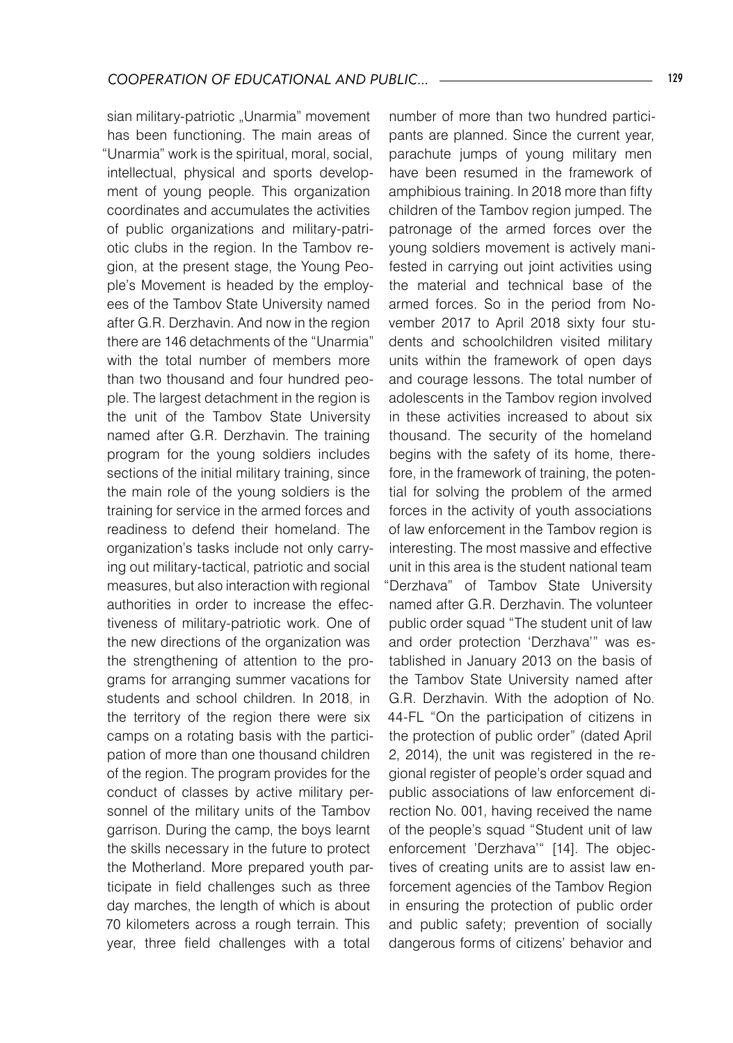sian military-patriotic „Unarmia" movement has been functioning. The main areas of "Unarmia" work is the spiritual, moral, social, intellectual, physical and sports development of young people. This organization coordinates and accumulates the activities of public organizations and military-patriotic clubs in the region. In the Tambov region, at the present stage, the Young People's Movement is headed by the employees of the Tambov State University named after G.R. Derzhavin. And now in the region there are 146 detachments of the "Unarmia" with the total number of members more than two thousand and four hundred people. The largest detachment in the region is the unit of the Tambov State University named after G.R. Derzhavin. The training program for the young soldiers includes sections of the initial military training, since the main role of the young soldiers is the training for service in the armed forces and readiness to defend their homeland. The organization's tasks include not only carrying out military-tactical, patriotic and social measures, but also interaction with regional authorities in order to increase the effectiveness of military-patriotic work. One of the new directions of the organization was the strengthening of attention to the programs for arranging summer vacations for students and school children. In 2018, in the territory of the region there were six camps on a rotating basis with the participation of more than one thousand children of the region. The program provides for the conduct of classes by active military personnel of the military units of the Tambov garrison. During the camp, the boys learnt the skills necessary in the future to protect the Motherland. More prepared youth participate in field challenges such as three day marches, the length of which is about 70 kilometers across a rough terrain. This year, three field challenges with a total number of more than two hundred participants are planned. Since the current year, parachute jumps of young military men have been resumed in the framework of amphibious training. In 2018 more than fifty children of the Tambov region jumped. The patronage of the armed forces over the young soldiers movement is actively manifested in carrying out joint activities using the material and technical base of the armed forces. So in the period from November 2017 to April 2018 sixty four students and schoolchildren visited military units within the framework of open days and courage lessons. The total number of adolescents in the Tambov region involved in these activities increased to about six thousand. The security of the homeland begins with the safety of its home, therefore, in the framework of training, the potential for solving the problem of the armed forces in the activity of youth associations of law enforcement in the Tambov region is interesting. The most massive and effective unit in this area is the student national team "Derzhava" of Tambov State University named after G.R. Derzhavin. The volunteer public order squad "The student unit of law and order protection 'Derzhava'" was established in January 2013 on the basis of the Tambov State University named after G.R. Derzhavin. With the adoption of No. 44-FL "On the participation of citizens in the protection of public order" (dated April 2, 2014), the unit was registered in the regional register of people's order squad and public associations of law enforcement direction No. 001, having received the name of the people's squad "Student unit of law enforcement 'Derzhava'" [14]. The objectives of creating units are to assist law enforcement agencies of the Tambov Region in ensuring the protection of public order and public safety; prevention of socially dangerous forms of citizens' behavior and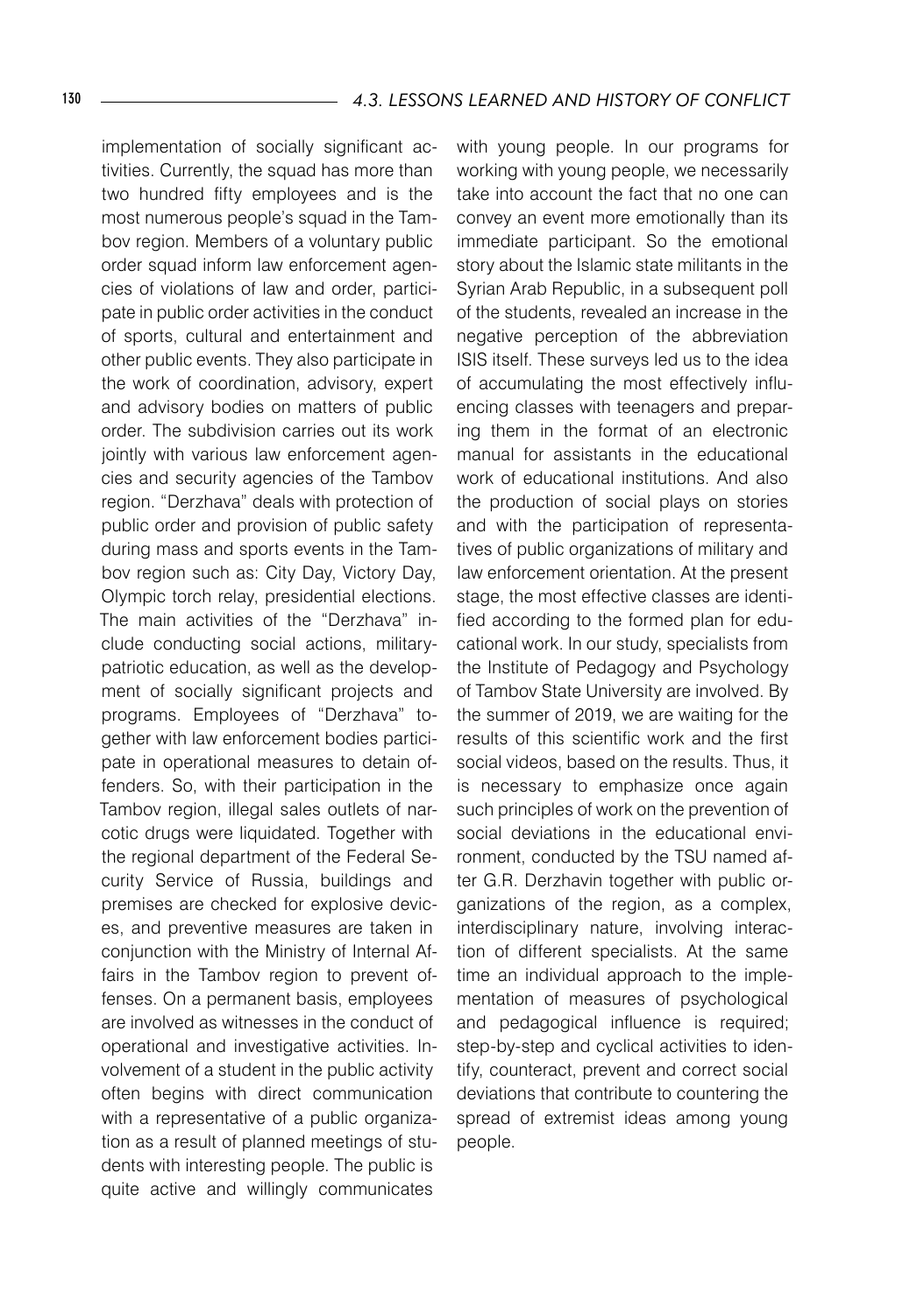implementation of socially significant activities. Currently, the squad has more than two hundred fifty employees and is the most numerous people's squad in the Tambov region. Members of a voluntary public order squad inform law enforcement agencies of violations of law and order, participate in public order activities in the conduct of sports, cultural and entertainment and other public events. They also participate in the work of coordination, advisory, expert and advisory bodies on matters of public order. The subdivision carries out its work jointly with various law enforcement agencies and security agencies of the Tambov region. "Derzhava" deals with protection of public order and provision of public safety during mass and sports events in the Tambov region such as: City Day, Victory Day, Olympic torch relay, presidential elections. The main activities of the "Derzhava" include conducting social actions, military-patriotic education, as well as the development of socially significant projects and programs. Employees of "Derzhava" together with law enforcement bodies participate in operational measures to detain offenders. So, with their participation in the Tambov region, illegal sales outlets of narcotic drugs were liquidated. Together with the regional department of the Federal Security Service of Russia, buildings and premises are checked for explosive devices, and preventive measures are taken in conjunction with the Ministry of Internal Affairs in the Tambov region to prevent offenses. On a permanent basis, employees are involved as witnesses in the conduct of operational and investigative activities. Involvement of a student in the public activity often begins with direct communication with a representative of a public organization as a result of planned meetings of students with interesting people. The public is quite active and willingly communicates with young people. In our programs for working with young people, we necessarily take into account the fact that no one can convey an event more emotionally than its immediate participant. So the emotional story about the Islamic state militants in the Syrian Arab Republic, in a subsequent poll of the students, revealed an increase in the negative perception of the abbreviation ISIS itself. These surveys led us to the idea of accumulating the most effectively influencing classes with teenagers and preparing them in the format of an electronic manual for assistants in the educational work of educational institutions. And also the production of social plays on stories and with the participation of representatives of public organizations of military and law enforcement orientation. At the present stage, the most effective classes are identified according to the formed plan for educational work. In our study, specialists from the Institute of Pedagogy and Psychology of Tambov State University are involved. By the summer of 2019, we are waiting for the results of this scientific work and the first social videos, based on the results. Thus, it is necessary to emphasize once again such principles of work on the prevention of social deviations in the educational environment, conducted by the TSU named after G.R. Derzhavin together with public organizations of the region, as a complex, interdisciplinary nature, involving interaction of different specialists. At the same time an individual approach to the implementation of measures of psychological and pedagogical influence is required; step-by-step and cyclical activities to identify, counteract, prevent and correct social deviations that contribute to countering the spread of extremist ideas among young people.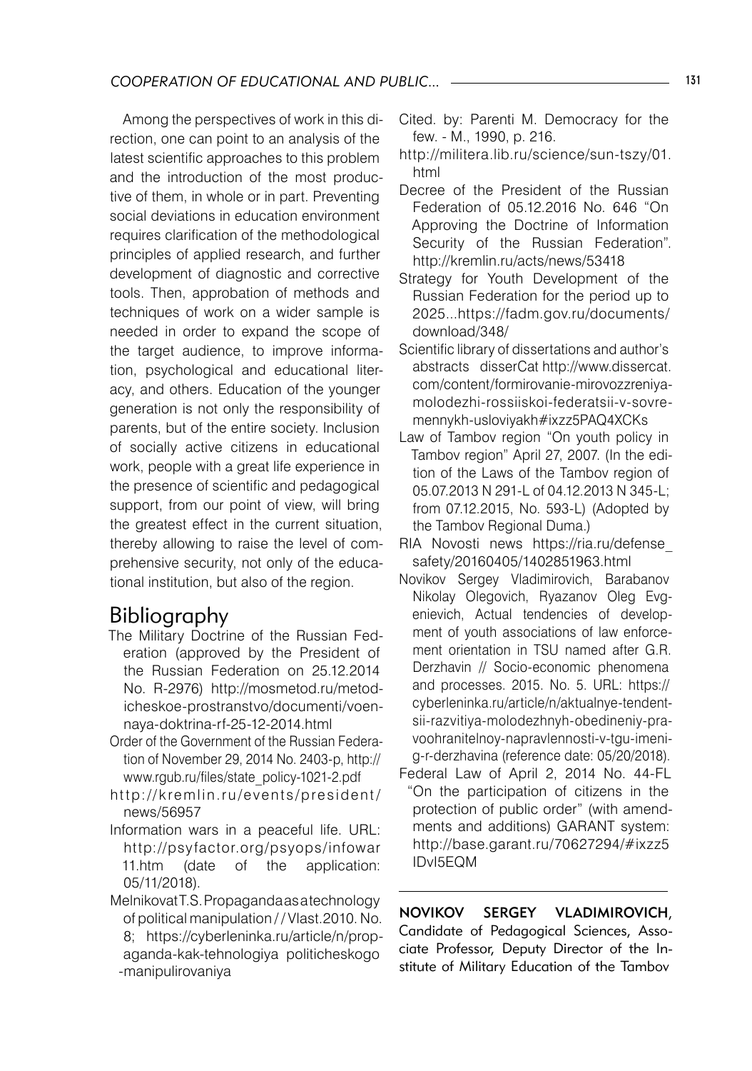Among the perspectives of work in this direction, one can point to an analysis of the latest scientific approaches to this problem and the introduction of the most productive of them, in whole or in part. Preventing social deviations in education environment requires clarification of the methodological principles of applied research, and further development of diagnostic and corrective tools. Then, approbation of methods and techniques of work on a wider sample is needed in order to expand the scope of the target audience, to improve information, psychological and educational literacy, and others. Education of the younger generation is not only the responsibility of parents, but of the entire society. Inclusion of socially active citizens in educational work, people with a great life experience in the presence of scientific and pedagogical support, from our point of view, will bring the greatest effect in the current situation, thereby allowing to raise the level of comprehensive security, not only of the educational institution, but also of the region.

## Bibliography

The Military Doctrine of the Russian Federation (approved by the President of the Russian Federation on 25.12.2014 No. R-2976) http://mosmetod.ru/metodicheskoe-prostranstvo/documenti/voennaya-doktrina-rf-25-12-2014.html

Order of the Government of the Russian Federation of November 29, 2014 No. 2403-p, http://www.rgub.ru/files/state_policy-1021-2.pdf

http://kremlin.ru/events/president/news/56957

Information wars in a peaceful life. URL: http://psyfactor.org/psyops/infowar11.htm (date of the application: 05/11/2018).

MelnikovatT.S. Propaganda as a technology of political manipulation // Vlast.2010. No. 8; https://cyberleninka.ru/article/n/propaganda-kak-tehnologiya politicheskogo -manipulirovaniya

Cited. by: Parenti M. Democracy for the few. - M., 1990, p. 216.

http://militera.lib.ru/science/sun-tszy/01.html

Decree of the President of the Russian Federation of 05.12.2016 No. 646 "On Approving the Doctrine of Information Security of the Russian Federation". http://kremlin.ru/acts/news/53418

Strategy for Youth Development of the Russian Federation for the period up to 2025...https://fadm.gov.ru/documents/download/348/

Scientific library of dissertations and author's abstracts disserCat http://www.dissercat.com/content/formirovanie-mirovozzreniya-molodezhi-rossiiskoi-federatsii-v-sovremennykh-usloviyakh#ixzz5PAQ4XCKs

Law of Tambov region "On youth policy in Tambov region" April 27, 2007. (In the edition of the Laws of the Tambov region of 05.07.2013 N 291-L of 04.12.2013 N 345-L; from 07.12.2015, No. 593-L) (Adopted by the Tambov Regional Duma.)

RIA Novosti news https://ria.ru/defense_safety/20160405/1402851963.html

Novikov Sergey Vladimirovich, Barabanov Nikolay Olegovich, Ryazanov Oleg Evgenievich, Actual tendencies of development of youth associations of law enforcement orientation in TSU named after G.R. Derzhavin // Socio-economic phenomena and processes. 2015. No. 5. URL: https://cyberleninka.ru/article/n/aktualnye-tendentsii-razvitiya-molodezhnyh-obedineniy-pravoohranitelnoy-napravlennosti-v-tgu-imeni-g-r-derzhavina (reference date: 05/20/2018).

Federal Law of April 2, 2014 No. 44-FL "On the participation of citizens in the protection of public order" (with amendments and additions) GARANT system: http://base.garant.ru/70627294/#ixzz5IDvI5EQM

---

**NOVIKOV SERGEY VLADIMIROVICH**, Candidate of Pedagogical Sciences, Associate Professor, Deputy Director of the Institute of Military Education of the Tambov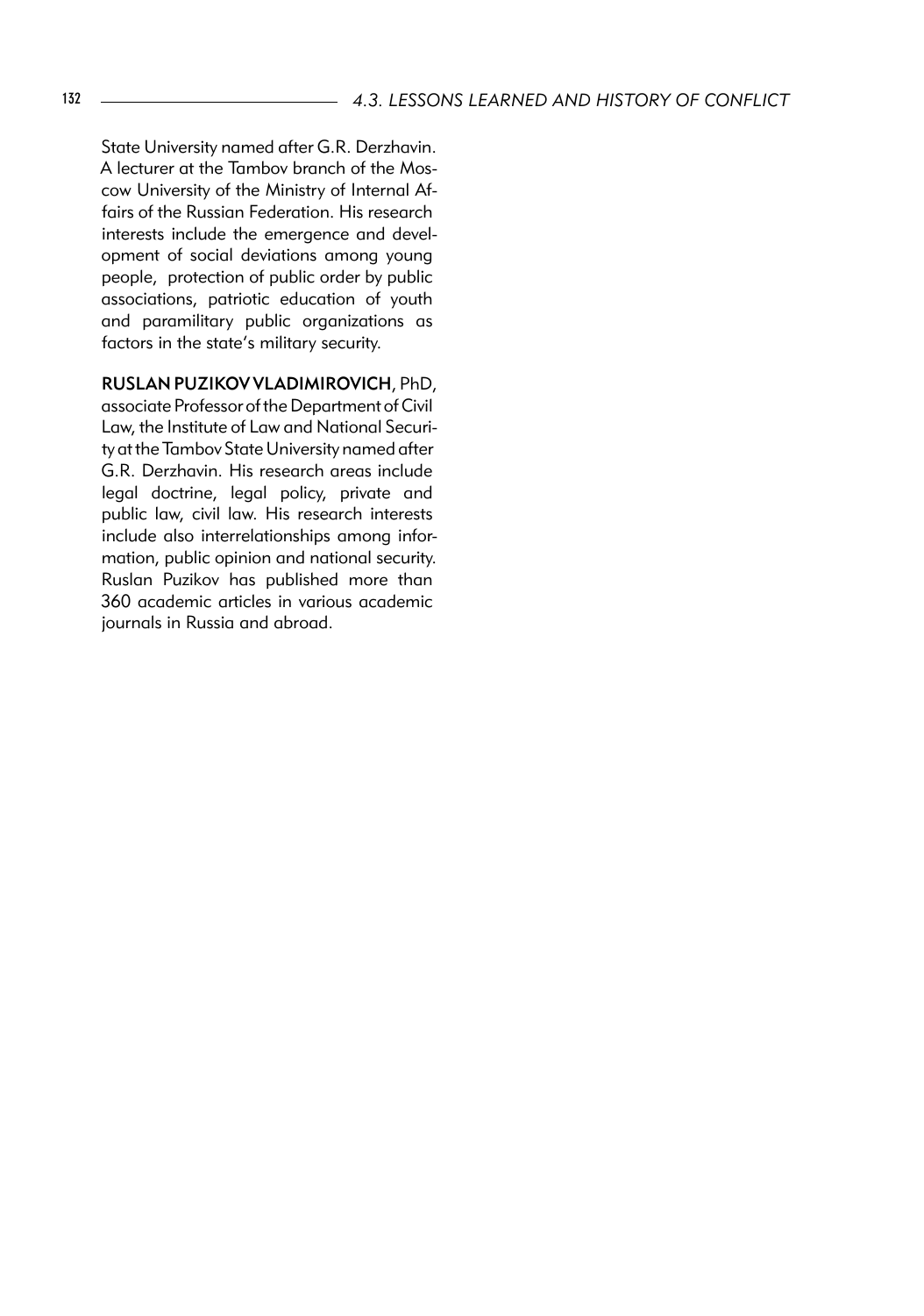State University named after G.R. Derzhavin. A lecturer at the Tambov branch of the Moscow University of the Ministry of Internal Affairs of the Russian Federation. His research interests include the emergence and development of social deviations among young people, protection of public order by public associations, patriotic education of youth and paramilitary public organizations as factors in the state's military security.

**RUSLAN PUZIKOV VLADIMIROVICH**, PhD, associate Professor of the Department of Civil Law, the Institute of Law and National Security at the Tambov State University named after G.R. Derzhavin. His research areas include legal doctrine, legal policy, private and public law, civil law. His research interests include also interrelationships among information, public opinion and national security. Ruslan Puzikov has published more than 360 academic articles in various academic journals in Russia and abroad.